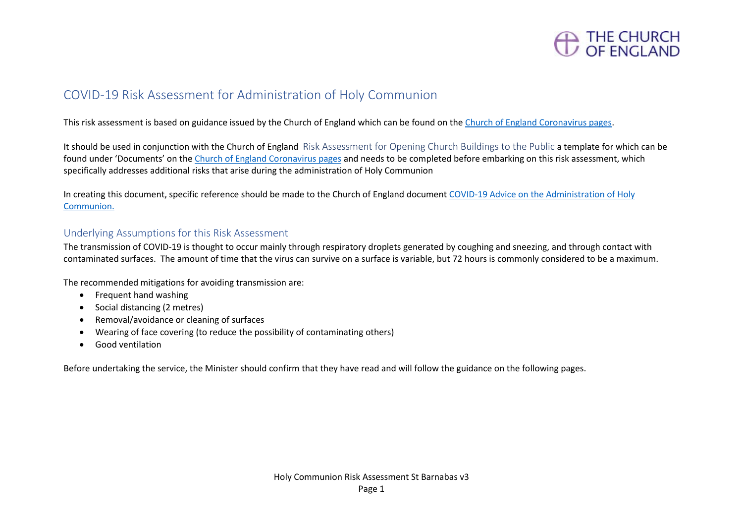# COVID-19 Risk Assessment for Administration of Holy Communion

This risk assessment is based on guidance issued by the Church of England which can be found on the [Church of England Coronavirus pages](#).

It should be used in conjunction with the Church of England Risk Assessment for Opening Church Buildings to the Public a template for which can be found under 'Documents' on the [Church of England Coronavirus pages](#) and needs to be completed before embarking on this risk assessment, which specifically addresses additional risks that arise during the administration of Holy Communion

In creating this document, specific reference should be made to the Church of England document [COVID-19 Advice on the Administration of Holy Communion.](#)

## Underlying Assumptions for this Risk Assessment

The transmission of COVID-19 is thought to occur mainly through respiratory droplets generated by coughing and sneezing, and through contact with contaminated surfaces. The amount of time that the virus can survive on a surface is variable, but 72 hours is commonly considered to be a maximum.

The recommended mitigations for avoiding transmission are:

- Frequent hand washing
- Social distancing (2 metres)
- Removal/avoidance or cleaning of surfaces
- Wearing of face covering (to reduce the possibility of contaminating others)
- Good ventilation

Before undertaking the service, the Minister should confirm that they have read and will follow the guidance on the following pages.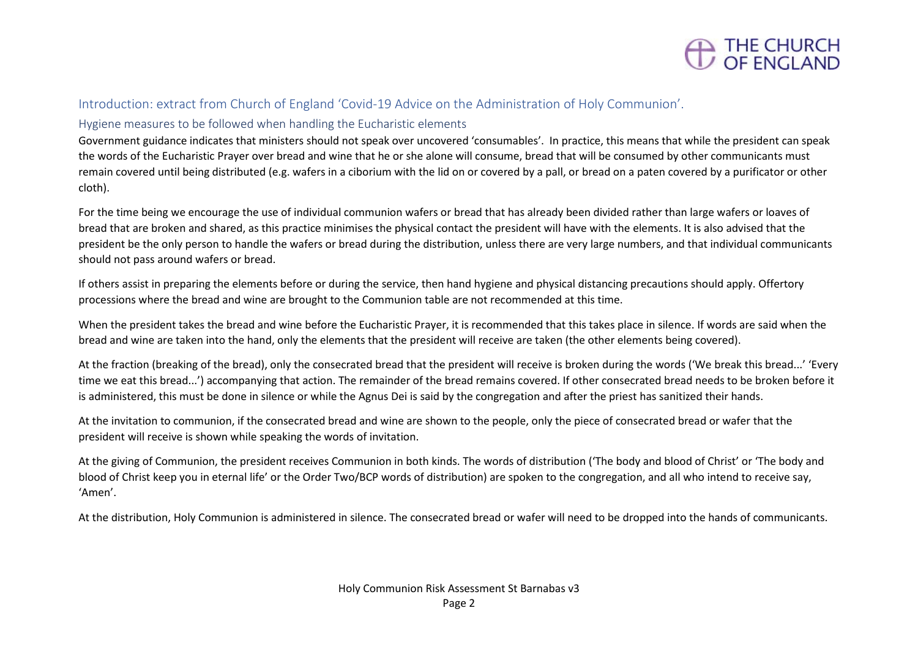## Introduction: extract from Church of England 'Covid-19 Advice on the Administration of Holy Communion'.

### Hygiene measures to be followed when handling the Eucharistic elements

Government guidance indicates that ministers should not speak over uncovered 'consumables'. In practice, this means that while the president can speak the words of the Eucharistic Prayer over bread and wine that he or she alone will consume, bread that will be consumed by other communicants must remain covered until being distributed (e.g. wafers in a ciborium with the lid on or covered by a pall, or bread on a paten covered by a purificator or other cloth).

For the time being we encourage the use of individual communion wafers or bread that has already been divided rather than large wafers or loaves of bread that are broken and shared, as this practice minimises the physical contact the president will have with the elements. It is also advised that the president be the only person to handle the wafers or bread during the distribution, unless there are very large numbers, and that individual communicants should not pass around wafers or bread.

If others assist in preparing the elements before or during the service, then hand hygiene and physical distancing precautions should apply. Offertory processions where the bread and wine are brought to the Communion table are not recommended at this time.

When the president takes the bread and wine before the Eucharistic Prayer, it is recommended that this takes place in silence. If words are said when the bread and wine are taken into the hand, only the elements that the president will receive are taken (the other elements being covered).

At the fraction (breaking of the bread), only the consecrated bread that the president will receive is broken during the words ('We break this bread...' 'Every time we eat this bread...') accompanying that action. The remainder of the bread remains covered. If other consecrated bread needs to be broken before it is administered, this must be done in silence or while the Agnus Dei is said by the congregation and after the priest has sanitized their hands.

At the invitation to communion, if the consecrated bread and wine are shown to the people, only the piece of consecrated bread or wafer that the president will receive is shown while speaking the words of invitation.

At the giving of Communion, the president receives Communion in both kinds. The words of distribution ('The body and blood of Christ' or 'The body and blood of Christ keep you in eternal life' or the Order Two/BCP words of distribution) are spoken to the congregation, and all who intend to receive say, 'Amen'.

At the distribution, Holy Communion is administered in silence. The consecrated bread or wafer will need to be dropped into the hands of communicants.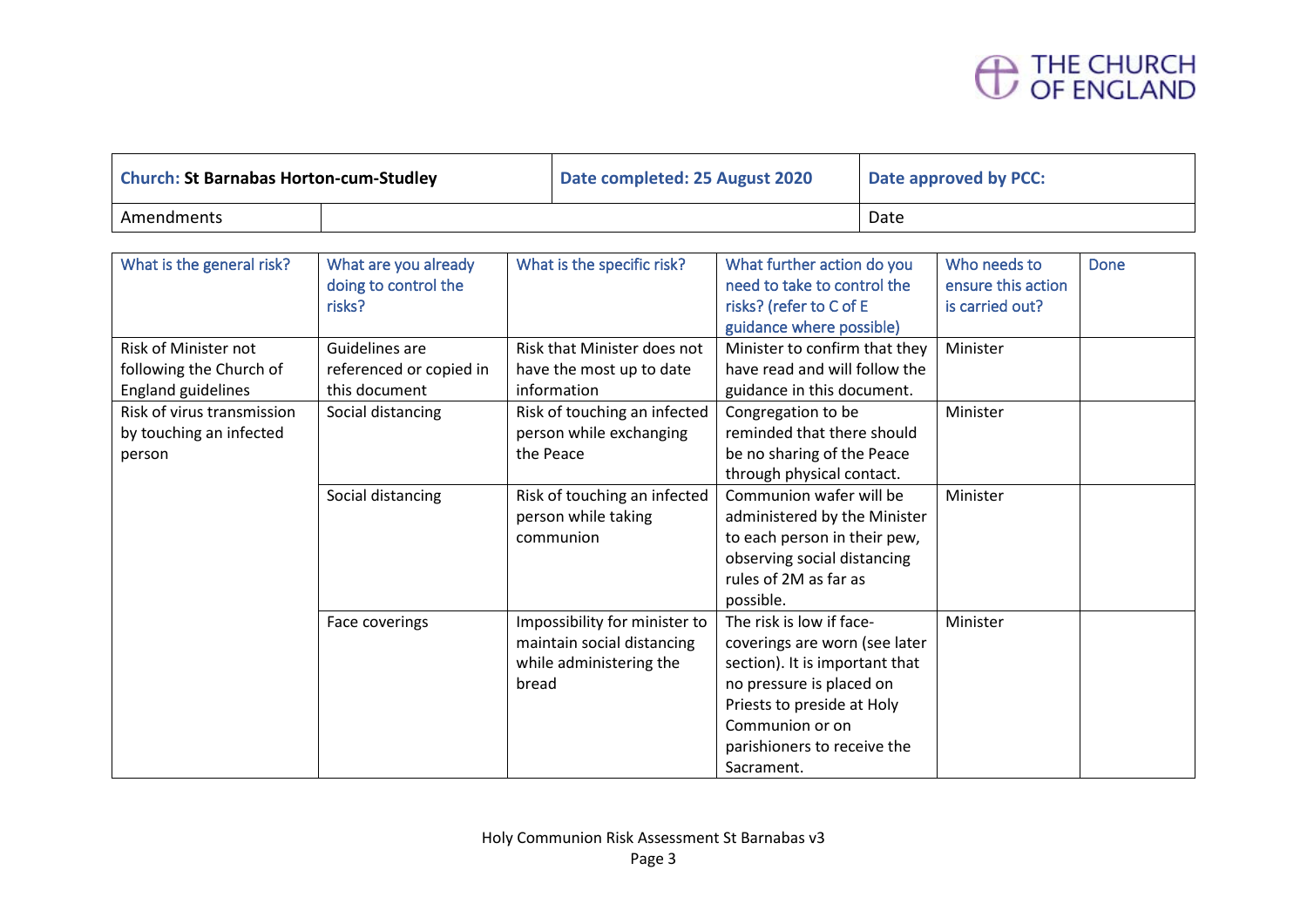THE CHURCH OF ENGLAND

| Church: **St Barnabas Horton-cum-Studley** | Date completed: 25 August 2020 | Date approved by PCC: |
| --- | --- | --- |
| Amendments | | Date |

| What is the general risk? | What are you already doing to control the risks? | What is the specific risk? | What further action do you need to take to control the risks? (refer to C of E guidance where possible) | Who needs to ensure this action is carried out? | Done |
| --- | --- | --- | --- | --- | --- |
| Risk of Minister not following the Church of England guidelines | Guidelines are referenced or copied in this document | Risk that Minister does not have the most up to date information | Minister to confirm that they have read and will follow the guidance in this document. | Minister | |
| Risk of virus transmission by touching an infected person | Social distancing | Risk of touching an infected person while exchanging the Peace | Congregation to be reminded that there should be no sharing of the Peace through physical contact. | Minister | |
| | Social distancing | Risk of touching an infected person while taking communion | Communion wafer will be administered by the Minister to each person in their pew, observing social distancing rules of 2M as far as possible. | Minister | |
| | Face coverings | Impossibility for minister to maintain social distancing while administering the bread | The risk is low if face-coverings are worn (see later section). It is important that no pressure is placed on Priests to preside at Holy Communion or on parishioners to receive the Sacrament. | Minister | |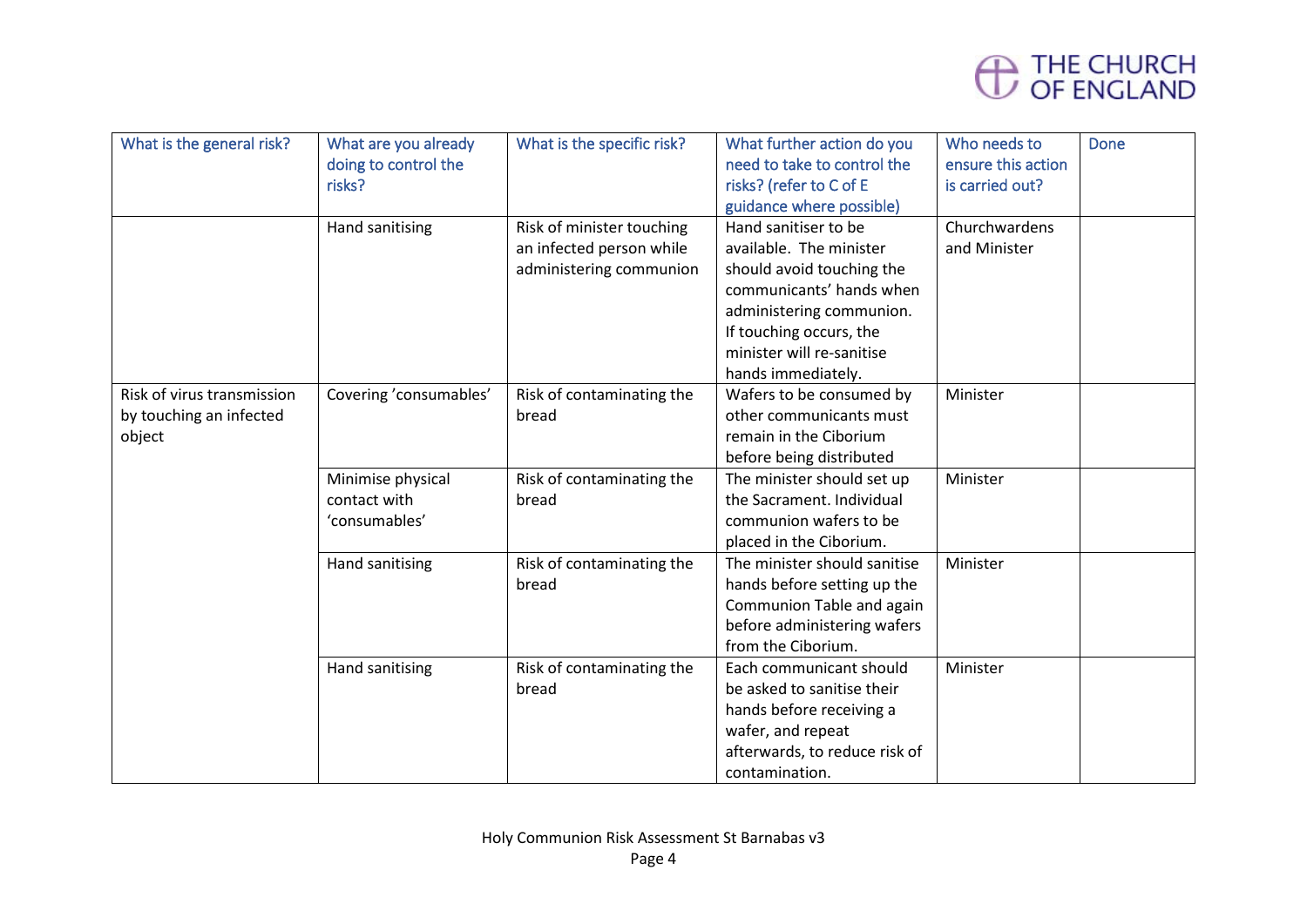| What is the general risk? | What are you already doing to control the risks? | What is the specific risk? | What further action do you need to take to control the risks? (refer to C of E guidance where possible) | Who needs to ensure this action is carried out? | Done |
|---|---|---|---|---|---|
| | Hand sanitising | Risk of minister touching an infected person while administering communion | Hand sanitiser to be available. The minister should avoid touching the communicants' hands when administering communion. If touching occurs, the minister will re-sanitise hands immediately. | Churchwardens and Minister | |
| Risk of virus transmission by touching an infected object | Covering 'consumables' | Risk of contaminating the bread | Wafers to be consumed by other communicants must remain in the Ciborium before being distributed | Minister | |
| | Minimise physical contact with 'consumables' | Risk of contaminating the bread | The minister should set up the Sacrament. Individual communion wafers to be placed in the Ciborium. | Minister | |
| | Hand sanitising | Risk of contaminating the bread | The minister should sanitise hands before setting up the Communion Table and again before administering wafers from the Ciborium. | Minister | |
| | Hand sanitising | Risk of contaminating the bread | Each communicant should be asked to sanitise their hands before receiving a wafer, and repeat afterwards, to reduce risk of contamination. | Minister | |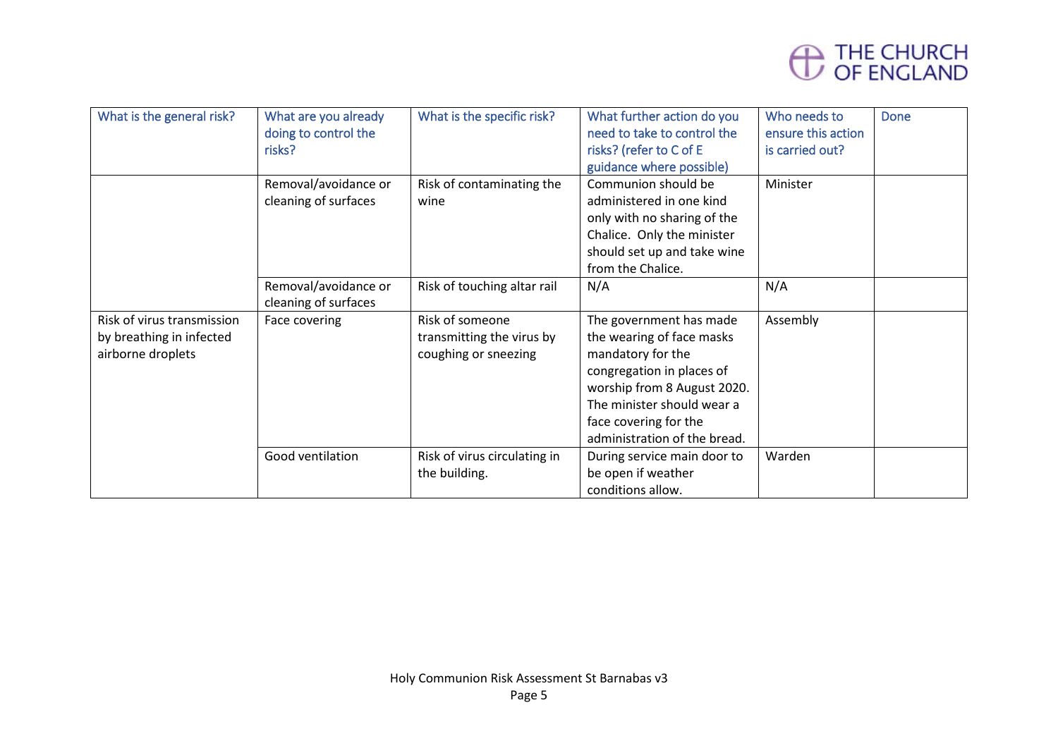| What is the general risk? | What are you already doing to control the risks? | What is the specific risk? | What further action do you need to take to control the risks? (refer to C of E guidance where possible) | Who needs to ensure this action is carried out? | Done |
|---|---|---|---|---|---|
| | Removal/avoidance or cleaning of surfaces | Risk of contaminating the wine | Communion should be administered in one kind only with no sharing of the Chalice. Only the minister should set up and take wine from the Chalice. | Minister | |
| | Removal/avoidance or cleaning of surfaces | Risk of touching altar rail | N/A | N/A | |
| Risk of virus transmission by breathing in infected airborne droplets | Face covering | Risk of someone transmitting the virus by coughing or sneezing | The government has made the wearing of face masks mandatory for the congregation in places of worship from 8 August 2020. The minister should wear a face covering for the administration of the bread. | Assembly | |
| | Good ventilation | Risk of virus circulating in the building. | During service main door to be open if weather conditions allow. | Warden | |